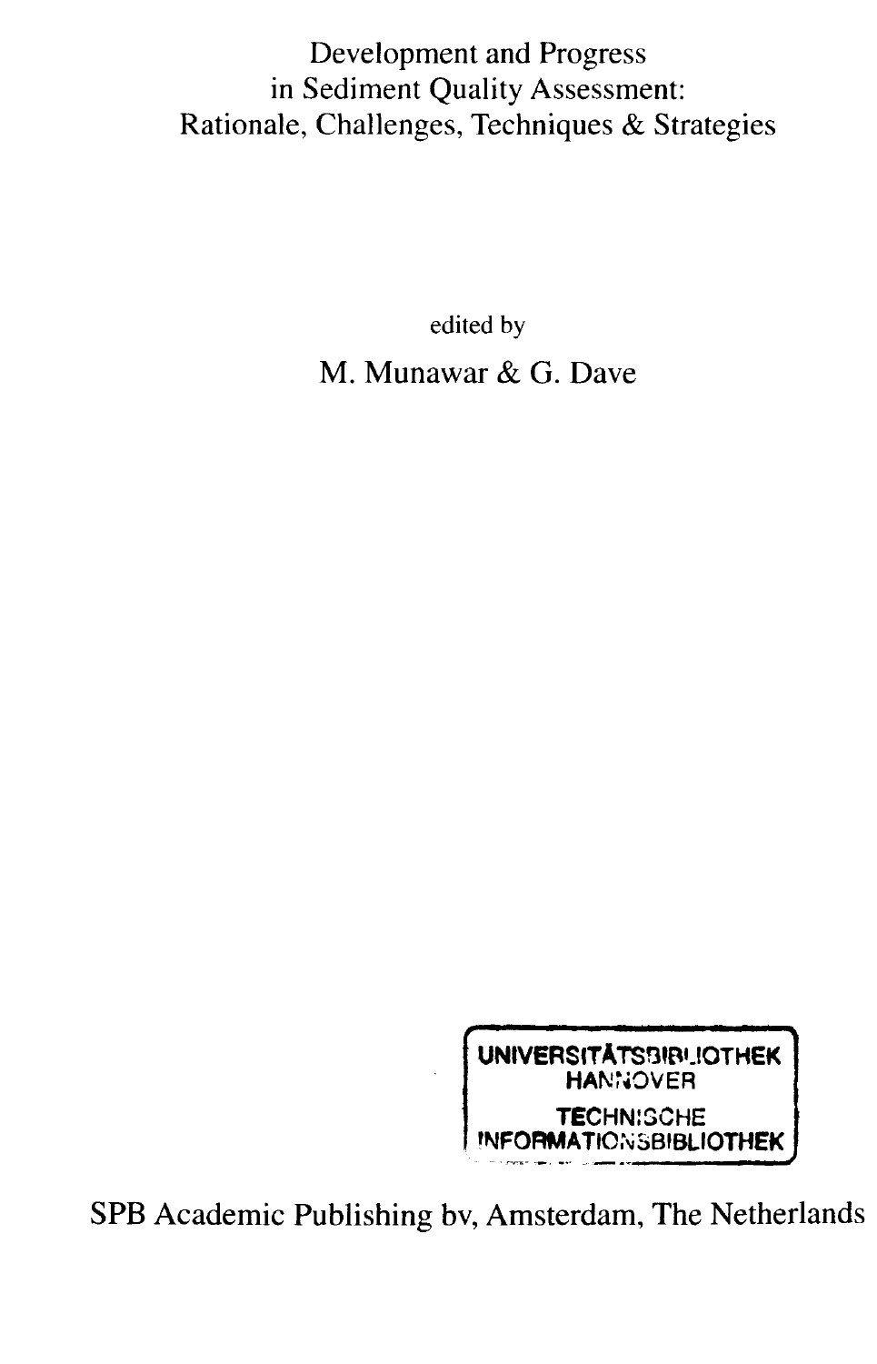# Development and Progress in Sediment Quality Assessment: Rationale, Challenges, Techniques & Strategies

edited by

M. Munawar & G. Dave

UNIVERSITÄTSBIBLIOTHEK HANNOVER TECHNISCHE INFORMATIONSBIBLIOTHEK

SPB Academic Publishing bv, Amsterdam, The Netherlands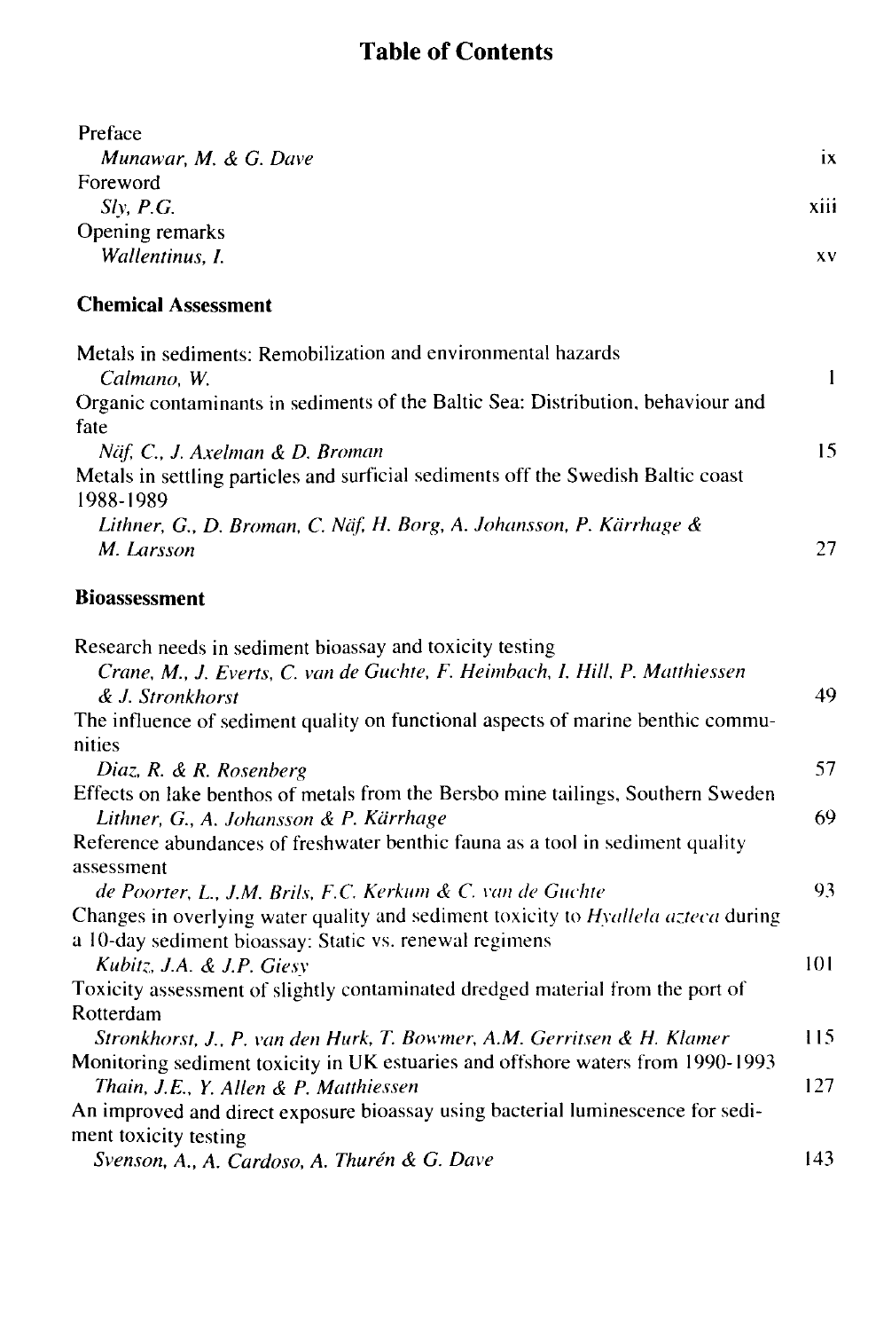# Table of Contents

Preface
*Munawar, M. & G. Dave* ix

Foreword
*Sly, P.G.* xiii

Opening remarks
*Wallentinus, I.* xv

## Chemical Assessment

Metals in sediments: Remobilization and environmental hazards
*Calmano, W.* 1

Organic contaminants in sediments of the Baltic Sea: Distribution, behaviour and fate
*Näf, C., J. Axelman & D. Broman* 15

Metals in settling particles and surficial sediments off the Swedish Baltic coast 1988-1989
*Lithner, G., D. Broman, C. Näf, H. Borg, A. Johansson, P. Kärrhage & M. Larsson* 27

## Bioassessment

Research needs in sediment bioassay and toxicity testing
*Crane, M., J. Everts, C. van de Guchte, F. Heimbach, I. Hill, P. Matthiessen & J. Stronkhorst* 49

The influence of sediment quality on functional aspects of marine benthic communities
*Diaz, R. & R. Rosenberg* 57

Effects on lake benthos of metals from the Bersbo mine tailings, Southern Sweden
*Lithner, G., A. Johansson & P. Kärrhage* 69

Reference abundances of freshwater benthic fauna as a tool in sediment quality assessment
*de Poorter, L., J.M. Brils, F.C. Kerkum & C. van de Guchte* 93

Changes in overlying water quality and sediment toxicity to *Hyallela azteca* during a 10-day sediment bioassay: Static vs. renewal regimens
*Kubitz, J.A. & J.P. Giesy* 101

Toxicity assessment of slightly contaminated dredged material from the port of Rotterdam
*Stronkhorst, J., P. van den Hurk, T. Bowmer, A.M. Gerritsen & H. Klamer* 115

Monitoring sediment toxicity in UK estuaries and offshore waters from 1990-1993
*Thain, J.E., Y. Allen & P. Matthiessen* 127

An improved and direct exposure bioassay using bacterial luminescence for sediment toxicity testing
*Svenson, A., A. Cardoso, A. Thurén & G. Dave* 143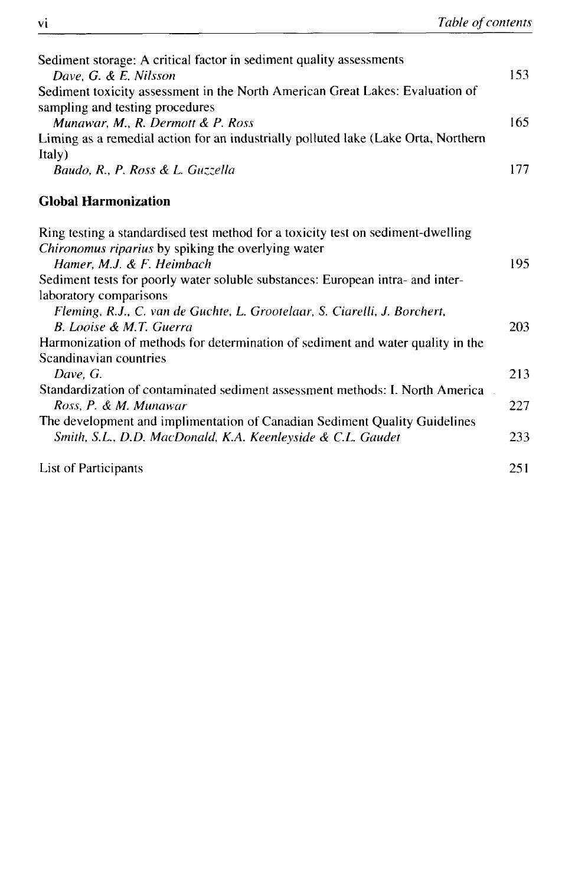Sediment storage: A critical factor in sediment quality assessments
*Dave, G. & E. Nilsson* 153

Sediment toxicity assessment in the North American Great Lakes: Evaluation of sampling and testing procedures
*Munawar, M., R. Dermott & P. Ross* 165

Liming as a remedial action for an industrially polluted lake (Lake Orta, Northern Italy)
*Baudo, R., P. Ross & L. Guzzella* 177

## Global Harmonization

Ring testing a standardised test method for a toxicity test on sediment-dwelling *Chironomus riparius* by spiking the overlying water
*Hamer, M.J. & F. Heimbach* 195

Sediment tests for poorly water soluble substances: European intra- and inter-laboratory comparisons
*Fleming, R.J., C. van de Guchte, L. Grootelaar, S. Ciarelli, J. Borchert, B. Looise & M.T. Guerra* 203

Harmonization of methods for determination of sediment and water quality in the Scandinavian countries
*Dave, G.* 213

Standardization of contaminated sediment assessment methods: I. North America
*Ross, P. & M. Munawar* 227

The development and implimentation of Canadian Sediment Quality Guidelines
*Smith, S.L., D.D. MacDonald, K.A. Keenleyside & C.L. Gaudet* 233

List of Participants 251